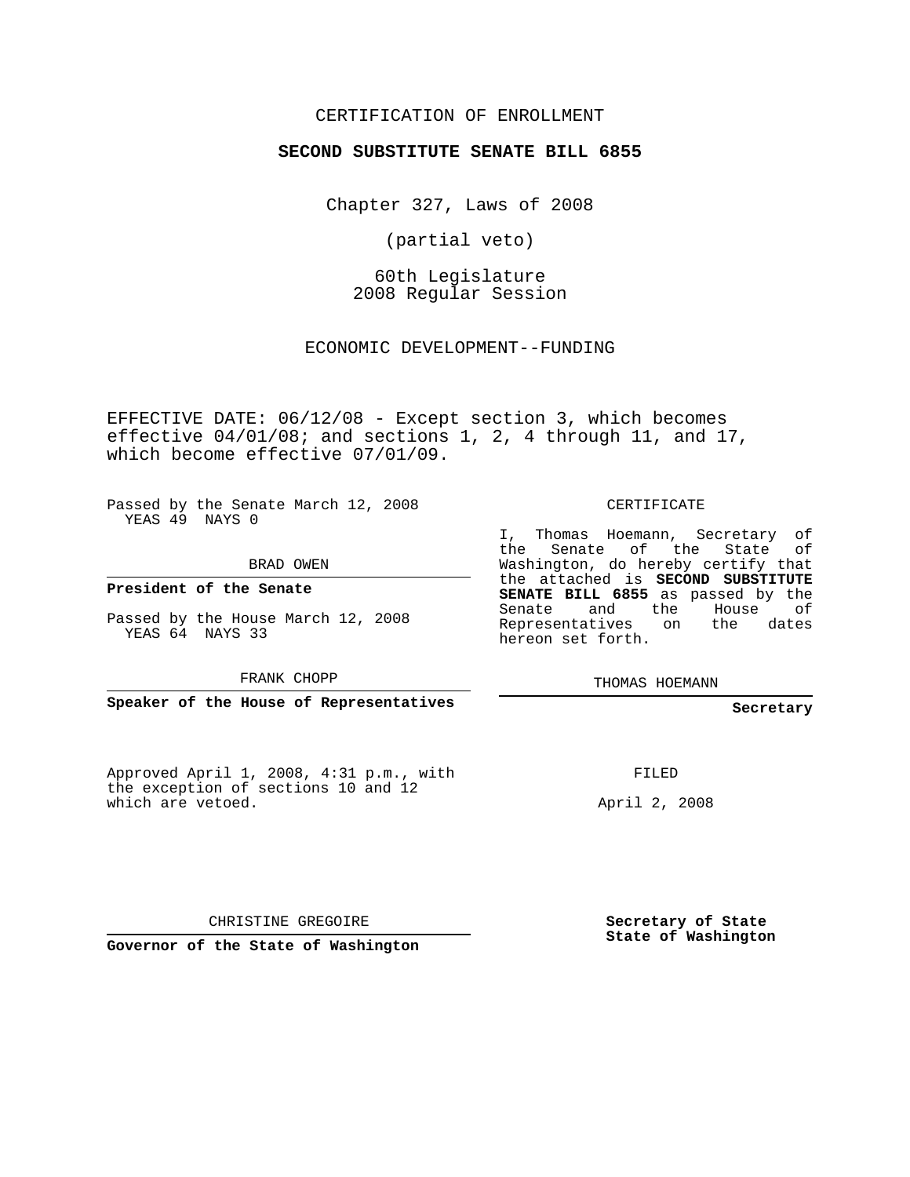CERTIFICATION OF ENROLLMENT

**SECOND SUBSTITUTE SENATE BILL 6855**

Chapter 327, Laws of 2008

(partial veto)

60th Legislature
2008 Regular Session

ECONOMIC DEVELOPMENT--FUNDING

EFFECTIVE DATE: 06/12/08 - Except section 3, which becomes effective 04/01/08; and sections 1, 2, 4 through 11, and 17, which become effective 07/01/09.

Passed by the Senate March 12, 2008
YEAS 49 NAYS 0

BRAD OWEN

**President of the Senate**

Passed by the House March 12, 2008
YEAS 64 NAYS 33

FRANK CHOPP

**Speaker of the House of Representatives**

CERTIFICATE

I, Thomas Hoemann, Secretary of the Senate of the State of Washington, do hereby certify that the attached is **SECOND SUBSTITUTE SENATE BILL 6855** as passed by the Senate and the House of Representatives on the dates hereon set forth.

THOMAS HOEMANN

**Secretary**

Approved April 1, 2008, 4:31 p.m., with the exception of sections 10 and 12 which are vetoed.

FILED

April 2, 2008

CHRISTINE GREGOIRE

**Governor of the State of Washington**

**Secretary of State**
**State of Washington**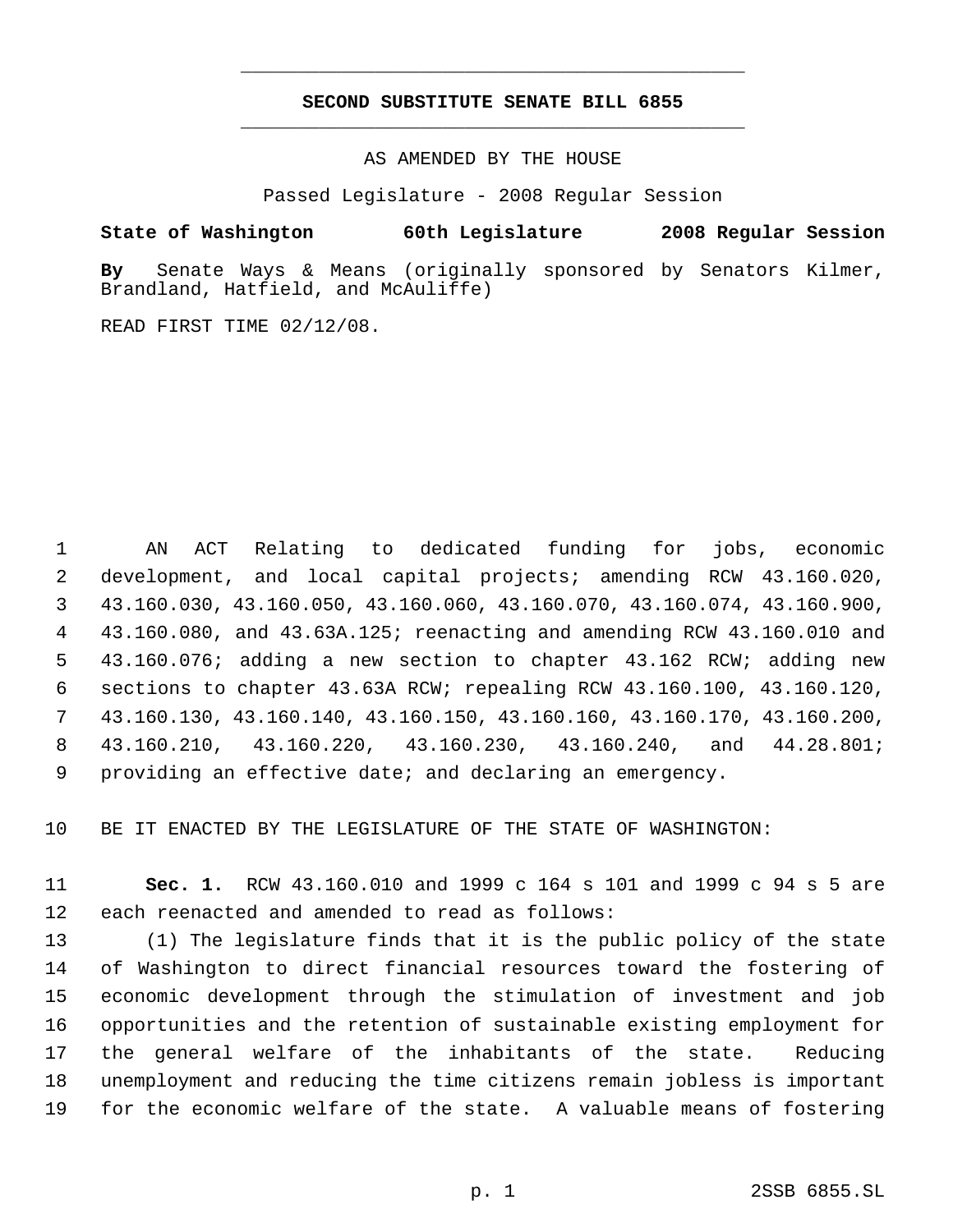**SECOND SUBSTITUTE SENATE BILL 6855**

AS AMENDED BY THE HOUSE

Passed Legislature - 2008 Regular Session

**State of Washington 60th Legislature 2008 Regular Session**

**By** Senate Ways & Means (originally sponsored by Senators Kilmer, Brandland, Hatfield, and McAuliffe)

READ FIRST TIME 02/12/08.

AN ACT Relating to dedicated funding for jobs, economic development, and local capital projects; amending RCW 43.160.020, 43.160.030, 43.160.050, 43.160.060, 43.160.070, 43.160.074, 43.160.900, 43.160.080, and 43.63A.125; reenacting and amending RCW 43.160.010 and 43.160.076; adding a new section to chapter 43.162 RCW; adding new sections to chapter 43.63A RCW; repealing RCW 43.160.100, 43.160.120, 43.160.130, 43.160.140, 43.160.150, 43.160.160, 43.160.170, 43.160.200, 43.160.210, 43.160.220, 43.160.230, 43.160.240, and 44.28.801; providing an effective date; and declaring an emergency.

BE IT ENACTED BY THE LEGISLATURE OF THE STATE OF WASHINGTON:

**Sec. 1.** RCW 43.160.010 and 1999 c 164 s 101 and 1999 c 94 s 5 are each reenacted and amended to read as follows:

(1) The legislature finds that it is the public policy of the state of Washington to direct financial resources toward the fostering of economic development through the stimulation of investment and job opportunities and the retention of sustainable existing employment for the general welfare of the inhabitants of the state. Reducing unemployment and reducing the time citizens remain jobless is important for the economic welfare of the state. A valuable means of fostering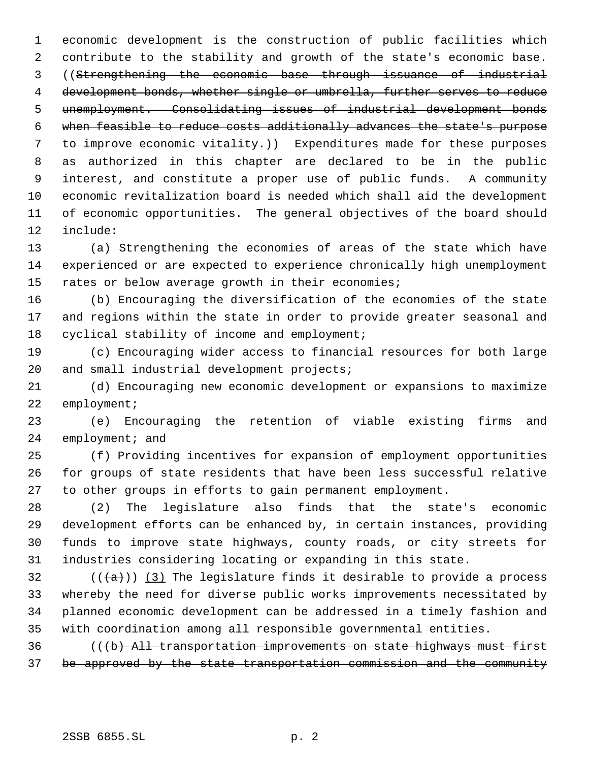economic development is the construction of public facilities which contribute to the stability and growth of the state's economic base. ((~~Strengthening the economic base through issuance of industrial development bonds, whether single or umbrella, further serves to reduce unemployment. Consolidating issues of industrial development bonds when feasible to reduce costs additionally advances the state's purpose to improve economic vitality.~~)) Expenditures made for these purposes as authorized in this chapter are declared to be in the public interest, and constitute a proper use of public funds. A community economic revitalization board is needed which shall aid the development of economic opportunities. The general objectives of the board should include:

(a) Strengthening the economies of areas of the state which have experienced or are expected to experience chronically high unemployment rates or below average growth in their economies;

(b) Encouraging the diversification of the economies of the state and regions within the state in order to provide greater seasonal and cyclical stability of income and employment;

(c) Encouraging wider access to financial resources for both large and small industrial development projects;

(d) Encouraging new economic development or expansions to maximize employment;

(e) Encouraging the retention of viable existing firms and employment; and

(f) Providing incentives for expansion of employment opportunities for groups of state residents that have been less successful relative to other groups in efforts to gain permanent employment.

(2) The legislature also finds that the state's economic development efforts can be enhanced by, in certain instances, providing funds to improve state highways, county roads, or city streets for industries considering locating or expanding in this state.

((~~(a)~~)) (3) The legislature finds it desirable to provide a process whereby the need for diverse public works improvements necessitated by planned economic development can be addressed in a timely fashion and with coordination among all responsible governmental entities.

((~~(b) All transportation improvements on state highways must first be approved by the state transportation commission and the community~~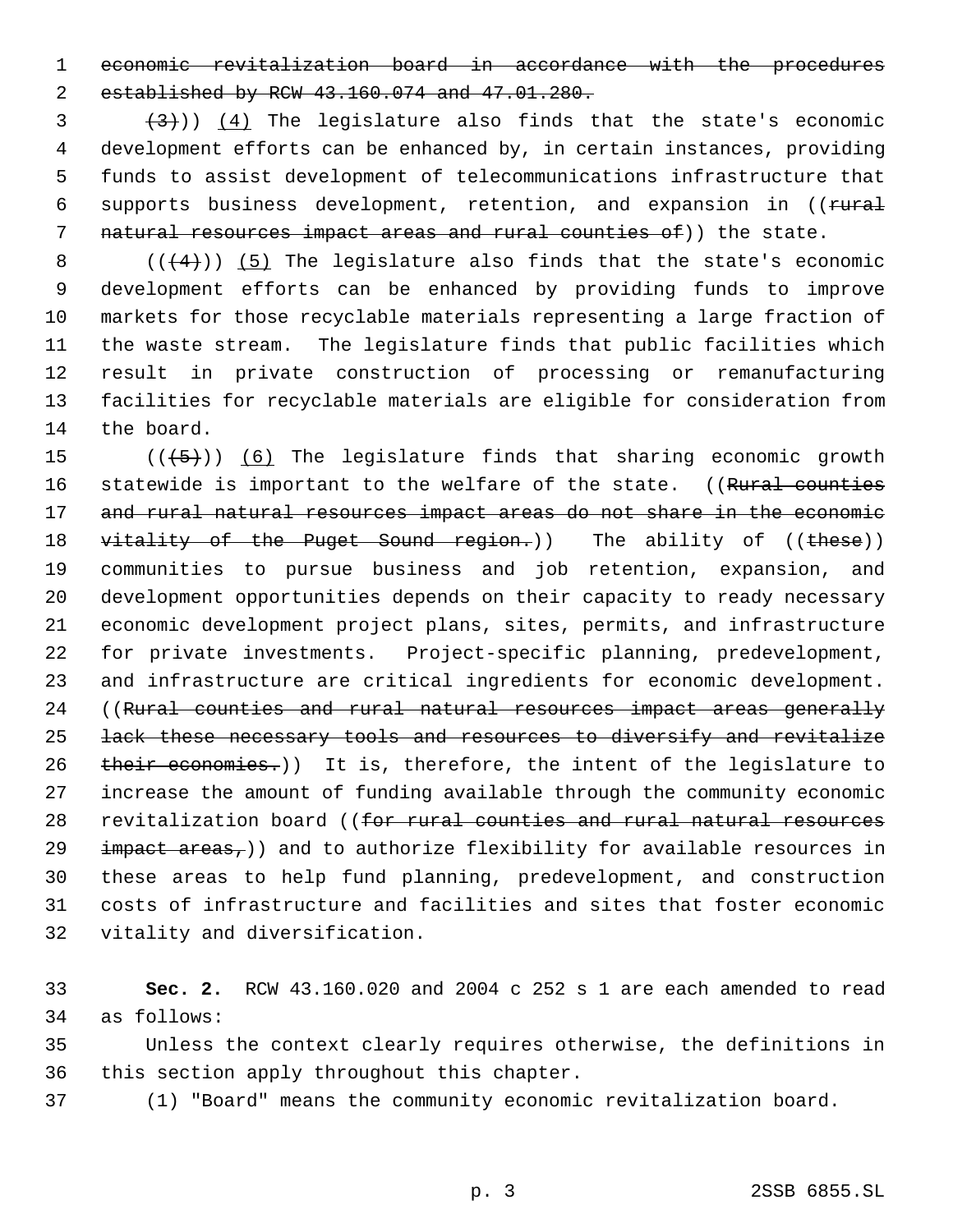~~economic revitalization board in accordance with the procedures established by RCW 43.160.074 and 47.01.280.~~

~~(3)~~)) (4) The legislature also finds that the state's economic development efforts can be enhanced by, in certain instances, providing funds to assist development of telecommunications infrastructure that supports business development, retention, and expansion in ((~~rural natural resources impact areas and rural counties of~~)) the state.

((~~(4)~~)) (5) The legislature also finds that the state's economic development efforts can be enhanced by providing funds to improve markets for those recyclable materials representing a large fraction of the waste stream. The legislature finds that public facilities which result in private construction of processing or remanufacturing facilities for recyclable materials are eligible for consideration from the board.

((~~(5)~~)) (6) The legislature finds that sharing economic growth statewide is important to the welfare of the state. ((~~Rural counties and rural natural resources impact areas do not share in the economic vitality of the Puget Sound region.~~)) The ability of ((~~these~~)) communities to pursue business and job retention, expansion, and development opportunities depends on their capacity to ready necessary economic development project plans, sites, permits, and infrastructure for private investments. Project-specific planning, predevelopment, and infrastructure are critical ingredients for economic development. ((~~Rural counties and rural natural resources impact areas generally lack these necessary tools and resources to diversify and revitalize their economies.~~)) It is, therefore, the intent of the legislature to increase the amount of funding available through the community economic revitalization board ((~~for rural counties and rural natural resources impact areas,~~)) and to authorize flexibility for available resources in these areas to help fund planning, predevelopment, and construction costs of infrastructure and facilities and sites that foster economic vitality and diversification.

**Sec. 2.** RCW 43.160.020 and 2004 c 252 s 1 are each amended to read as follows:

Unless the context clearly requires otherwise, the definitions in this section apply throughout this chapter.

(1) "Board" means the community economic revitalization board.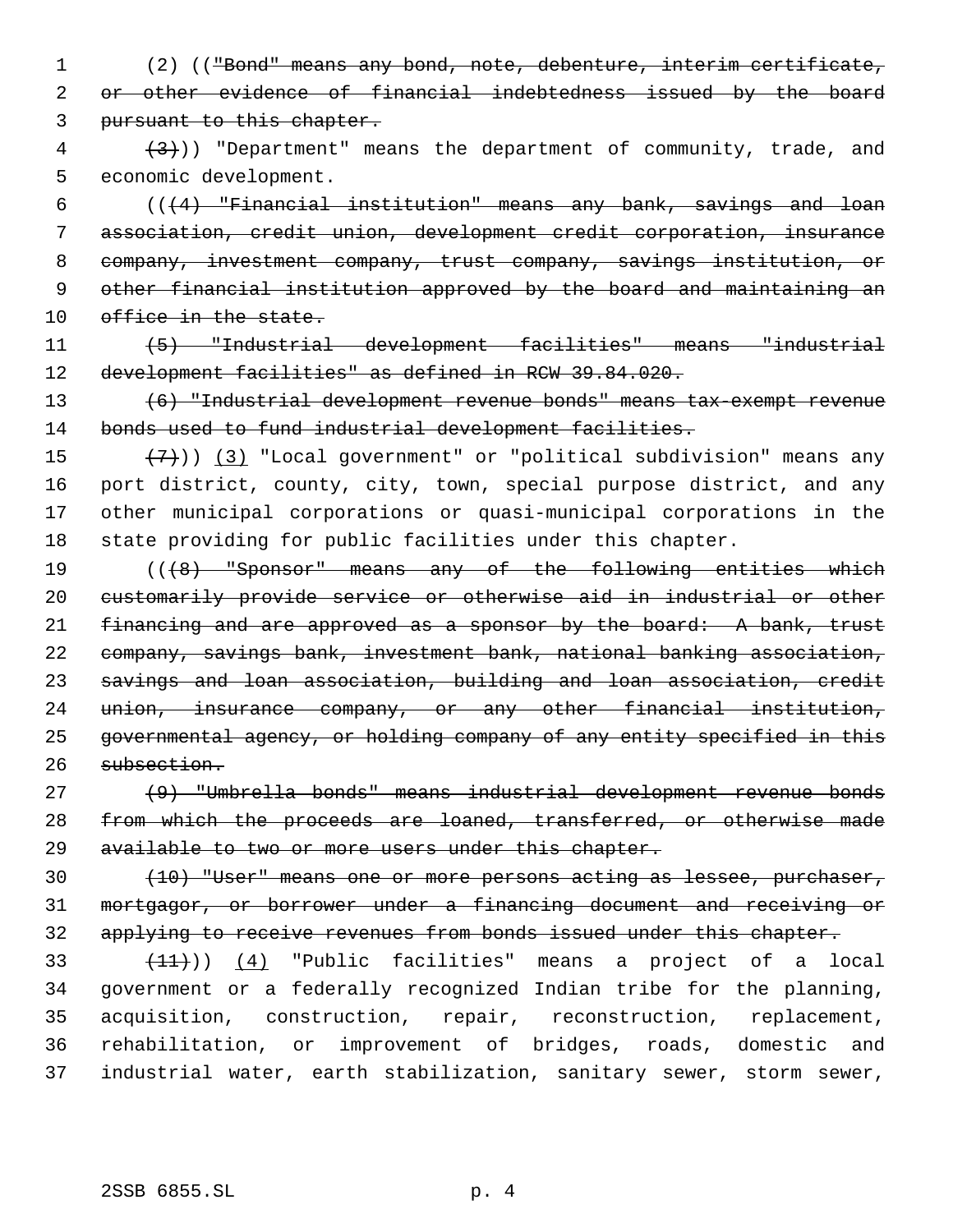(2) (("Bond" means any bond, note, debenture, interim certificate, or other evidence of financial indebtedness issued by the board pursuant to this chapter.

(3))) "Department" means the department of community, trade, and economic development.

(((4) "Financial institution" means any bank, savings and loan association, credit union, development credit corporation, insurance company, investment company, trust company, savings institution, or other financial institution approved by the board and maintaining an office in the state.

(5) "Industrial development facilities" means "industrial development facilities" as defined in RCW 39.84.020.

(6) "Industrial development revenue bonds" means tax-exempt revenue bonds used to fund industrial development facilities.

(7))) (3) "Local government" or "political subdivision" means any port district, county, city, town, special purpose district, and any other municipal corporations or quasi-municipal corporations in the state providing for public facilities under this chapter.

(((8) "Sponsor" means any of the following entities which customarily provide service or otherwise aid in industrial or other financing and are approved as a sponsor by the board: A bank, trust company, savings bank, investment bank, national banking association, savings and loan association, building and loan association, credit union, insurance company, or any other financial institution, governmental agency, or holding company of any entity specified in this subsection.

(9) "Umbrella bonds" means industrial development revenue bonds from which the proceeds are loaned, transferred, or otherwise made available to two or more users under this chapter.

(10) "User" means one or more persons acting as lessee, purchaser, mortgagor, or borrower under a financing document and receiving or applying to receive revenues from bonds issued under this chapter.

(11))) (4) "Public facilities" means a project of a local government or a federally recognized Indian tribe for the planning, acquisition, construction, repair, reconstruction, replacement, rehabilitation, or improvement of bridges, roads, domestic and industrial water, earth stabilization, sanitary sewer, storm sewer,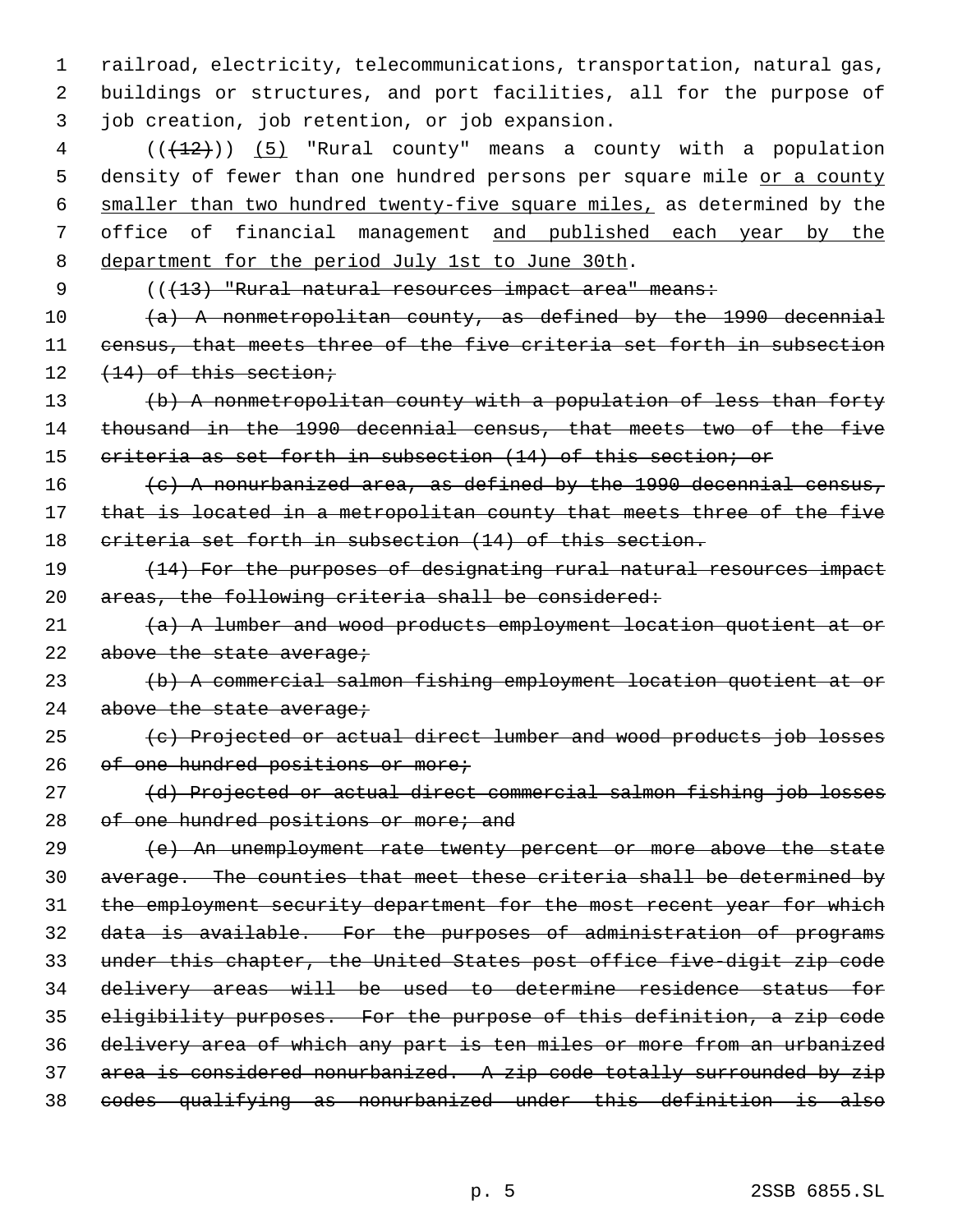railroad, electricity, telecommunications, transportation, natural gas, buildings or structures, and port facilities, all for the purpose of job creation, job retention, or job expansion.

((~~(12)~~)) <u>(5)</u> "Rural county" means a county with a population density of fewer than one hundred persons per square mile <u>or a county smaller than two hundred twenty-five square miles,</u> as determined by the office of financial management <u>and published each year by the department for the period July 1st to June 30th</u>.

((~~(13) "Rural natural resources impact area" means:~~

~~(a) A nonmetropolitan county, as defined by the 1990 decennial census, that meets three of the five criteria set forth in subsection (14) of this section;~~

~~(b) A nonmetropolitan county with a population of less than forty thousand in the 1990 decennial census, that meets two of the five criteria as set forth in subsection (14) of this section; or~~

~~(c) A nonurbanized area, as defined by the 1990 decennial census, that is located in a metropolitan county that meets three of the five criteria set forth in subsection (14) of this section.~~

~~(14) For the purposes of designating rural natural resources impact areas, the following criteria shall be considered:~~

~~(a) A lumber and wood products employment location quotient at or above the state average;~~

~~(b) A commercial salmon fishing employment location quotient at or above the state average;~~

~~(c) Projected or actual direct lumber and wood products job losses of one hundred positions or more;~~

~~(d) Projected or actual direct commercial salmon fishing job losses of one hundred positions or more; and~~

~~(e) An unemployment rate twenty percent or more above the state average. The counties that meet these criteria shall be determined by the employment security department for the most recent year for which data is available. For the purposes of administration of programs under this chapter, the United States post office five-digit zip code delivery areas will be used to determine residence status for eligibility purposes. For the purpose of this definition, a zip code delivery area of which any part is ten miles or more from an urbanized area is considered nonurbanized. A zip code totally surrounded by zip codes qualifying as nonurbanized under this definition is also~~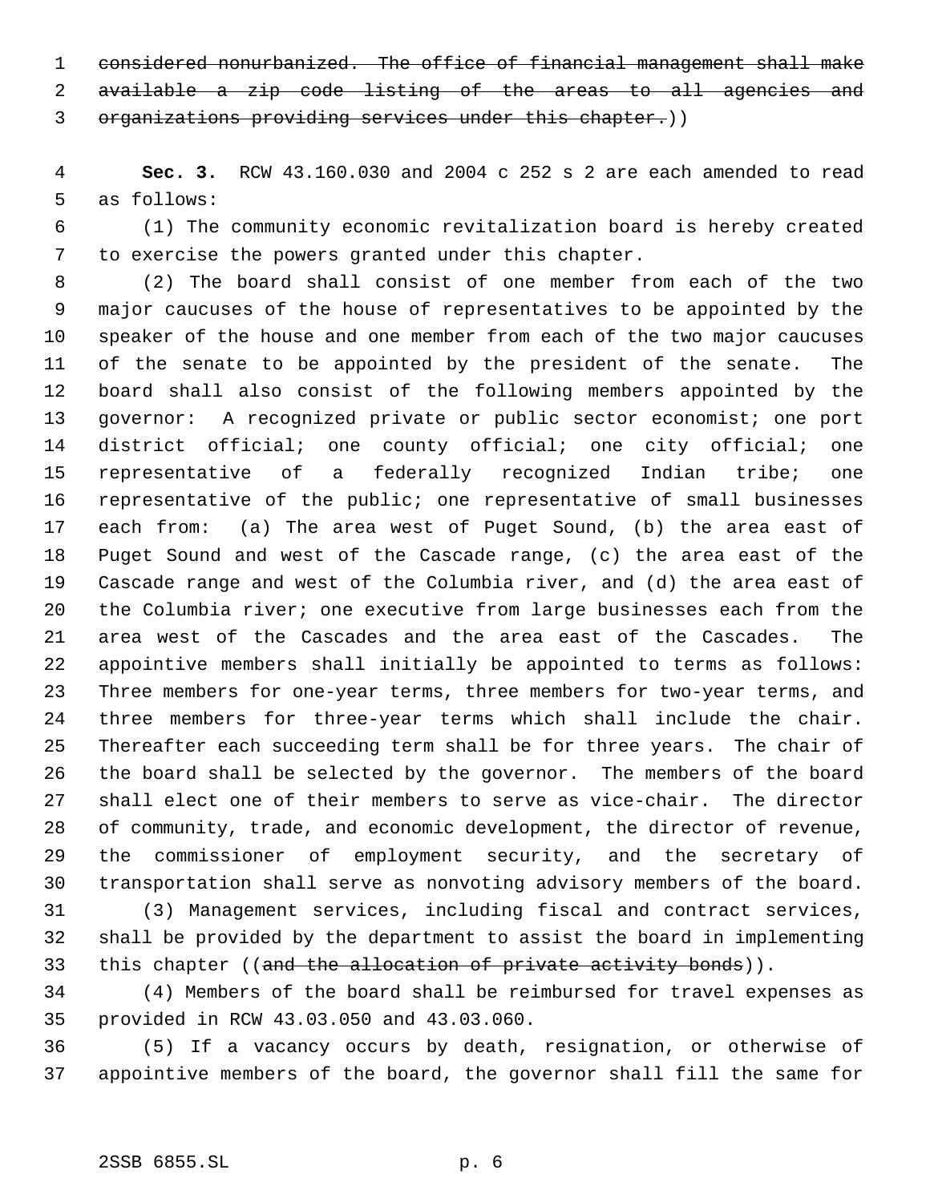~~considered nonurbanized. The office of financial management shall make available a zip code listing of the areas to all agencies and organizations providing services under this chapter.~~))

**Sec. 3.** RCW 43.160.030 and 2004 c 252 s 2 are each amended to read as follows:

(1) The community economic revitalization board is hereby created to exercise the powers granted under this chapter.

(2) The board shall consist of one member from each of the two major caucuses of the house of representatives to be appointed by the speaker of the house and one member from each of the two major caucuses of the senate to be appointed by the president of the senate. The board shall also consist of the following members appointed by the governor: A recognized private or public sector economist; one port district official; one county official; one city official; one representative of a federally recognized Indian tribe; one representative of the public; one representative of small businesses each from: (a) The area west of Puget Sound, (b) the area east of Puget Sound and west of the Cascade range, (c) the area east of the Cascade range and west of the Columbia river, and (d) the area east of the Columbia river; one executive from large businesses each from the area west of the Cascades and the area east of the Cascades. The appointive members shall initially be appointed to terms as follows: Three members for one-year terms, three members for two-year terms, and three members for three-year terms which shall include the chair. Thereafter each succeeding term shall be for three years. The chair of the board shall be selected by the governor. The members of the board shall elect one of their members to serve as vice-chair. The director of community, trade, and economic development, the director of revenue, the commissioner of employment security, and the secretary of transportation shall serve as nonvoting advisory members of the board.

(3) Management services, including fiscal and contract services, shall be provided by the department to assist the board in implementing this chapter ((~~and the allocation of private activity bonds~~)).

(4) Members of the board shall be reimbursed for travel expenses as provided in RCW 43.03.050 and 43.03.060.

(5) If a vacancy occurs by death, resignation, or otherwise of appointive members of the board, the governor shall fill the same for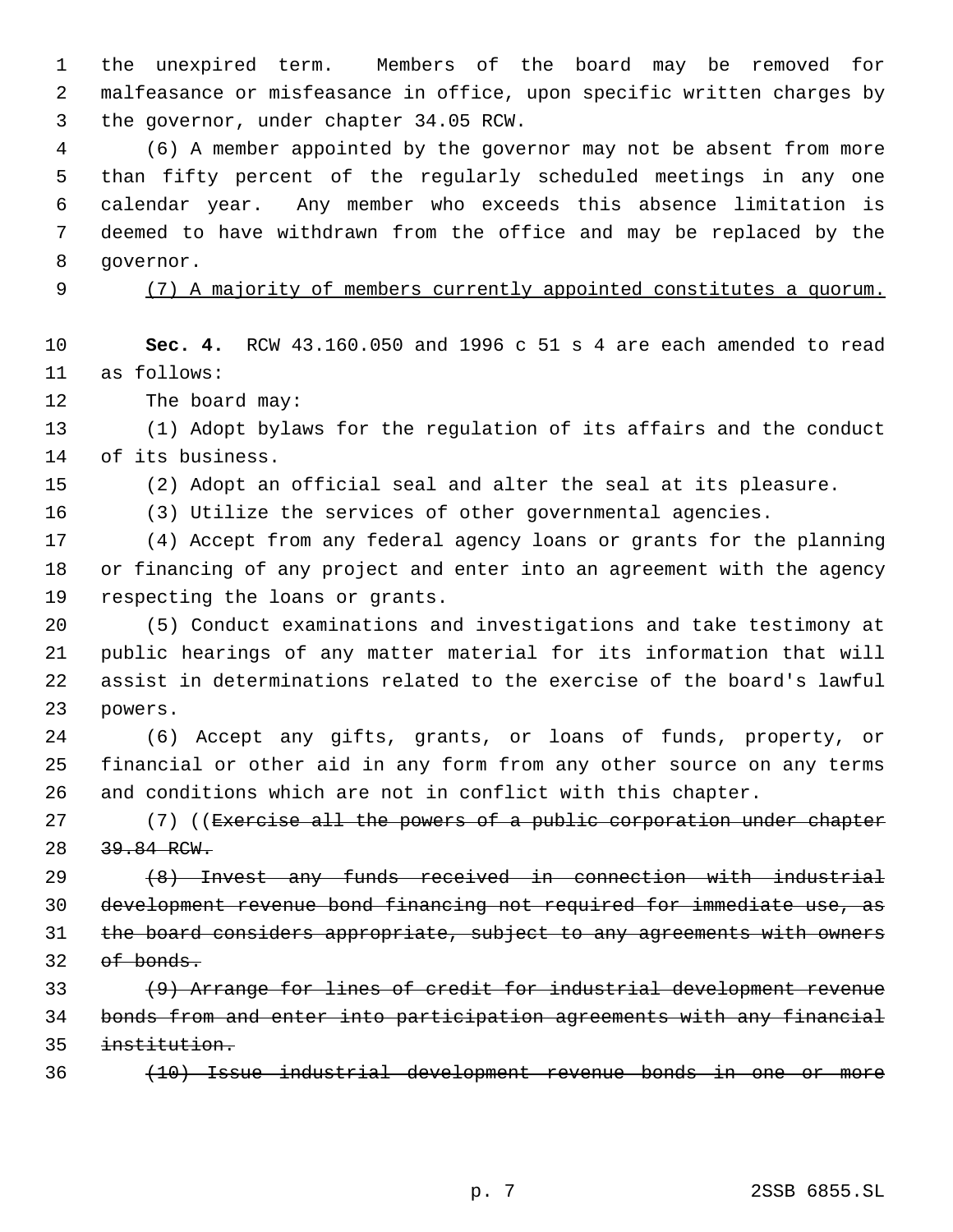the unexpired term. Members of the board may be removed for malfeasance or misfeasance in office, upon specific written charges by the governor, under chapter 34.05 RCW.

(6) A member appointed by the governor may not be absent from more than fifty percent of the regularly scheduled meetings in any one calendar year. Any member who exceeds this absence limitation is deemed to have withdrawn from the office and may be replaced by the governor.

<u>(7) A majority of members currently appointed constitutes a quorum.</u>

**Sec. 4.** RCW 43.160.050 and 1996 c 51 s 4 are each amended to read as follows:

The board may:

(1) Adopt bylaws for the regulation of its affairs and the conduct of its business.

(2) Adopt an official seal and alter the seal at its pleasure.

(3) Utilize the services of other governmental agencies.

(4) Accept from any federal agency loans or grants for the planning or financing of any project and enter into an agreement with the agency respecting the loans or grants.

(5) Conduct examinations and investigations and take testimony at public hearings of any matter material for its information that will assist in determinations related to the exercise of the board's lawful powers.

(6) Accept any gifts, grants, or loans of funds, property, or financial or other aid in any form from any other source on any terms and conditions which are not in conflict with this chapter.

(7) ((~~Exercise all the powers of a public corporation under chapter 39.84 RCW.~~

~~(8) Invest any funds received in connection with industrial development revenue bond financing not required for immediate use, as the board considers appropriate, subject to any agreements with owners of bonds.~~

~~(9) Arrange for lines of credit for industrial development revenue bonds from and enter into participation agreements with any financial institution.~~

~~(10) Issue industrial development revenue bonds in one or more~~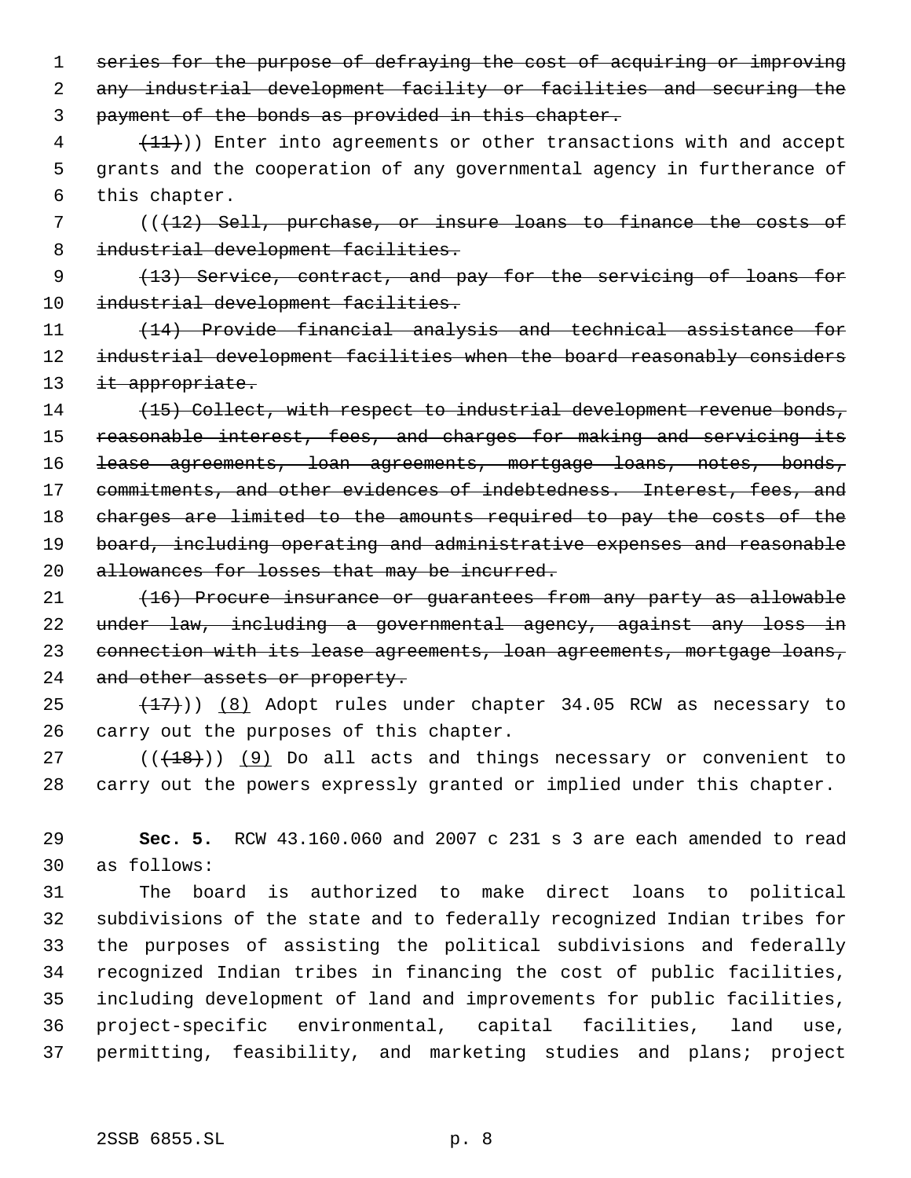~~series for the purpose of defraying the cost of acquiring or improving any industrial development facility or facilities and securing the payment of the bonds as provided in this chapter.~~

~~(11)~~)) Enter into agreements or other transactions with and accept grants and the cooperation of any governmental agency in furtherance of this chapter.

((~~(12) Sell, purchase, or insure loans to finance the costs of industrial development facilities.~~

~~(13) Service, contract, and pay for the servicing of loans for industrial development facilities.~~

~~(14) Provide financial analysis and technical assistance for industrial development facilities when the board reasonably considers it appropriate.~~

~~(15) Collect, with respect to industrial development revenue bonds, reasonable interest, fees, and charges for making and servicing its lease agreements, loan agreements, mortgage loans, notes, bonds, commitments, and other evidences of indebtedness. Interest, fees, and charges are limited to the amounts required to pay the costs of the board, including operating and administrative expenses and reasonable allowances for losses that may be incurred.~~

~~(16) Procure insurance or guarantees from any party as allowable under law, including a governmental agency, against any loss in connection with its lease agreements, loan agreements, mortgage loans, and other assets or property.~~

~~(17)~~)) (8) Adopt rules under chapter 34.05 RCW as necessary to carry out the purposes of this chapter.

((~~(18)~~)) (9) Do all acts and things necessary or convenient to carry out the powers expressly granted or implied under this chapter.

**Sec. 5.** RCW 43.160.060 and 2007 c 231 s 3 are each amended to read as follows:

The board is authorized to make direct loans to political subdivisions of the state and to federally recognized Indian tribes for the purposes of assisting the political subdivisions and federally recognized Indian tribes in financing the cost of public facilities, including development of land and improvements for public facilities, project-specific environmental, capital facilities, land use, permitting, feasibility, and marketing studies and plans; project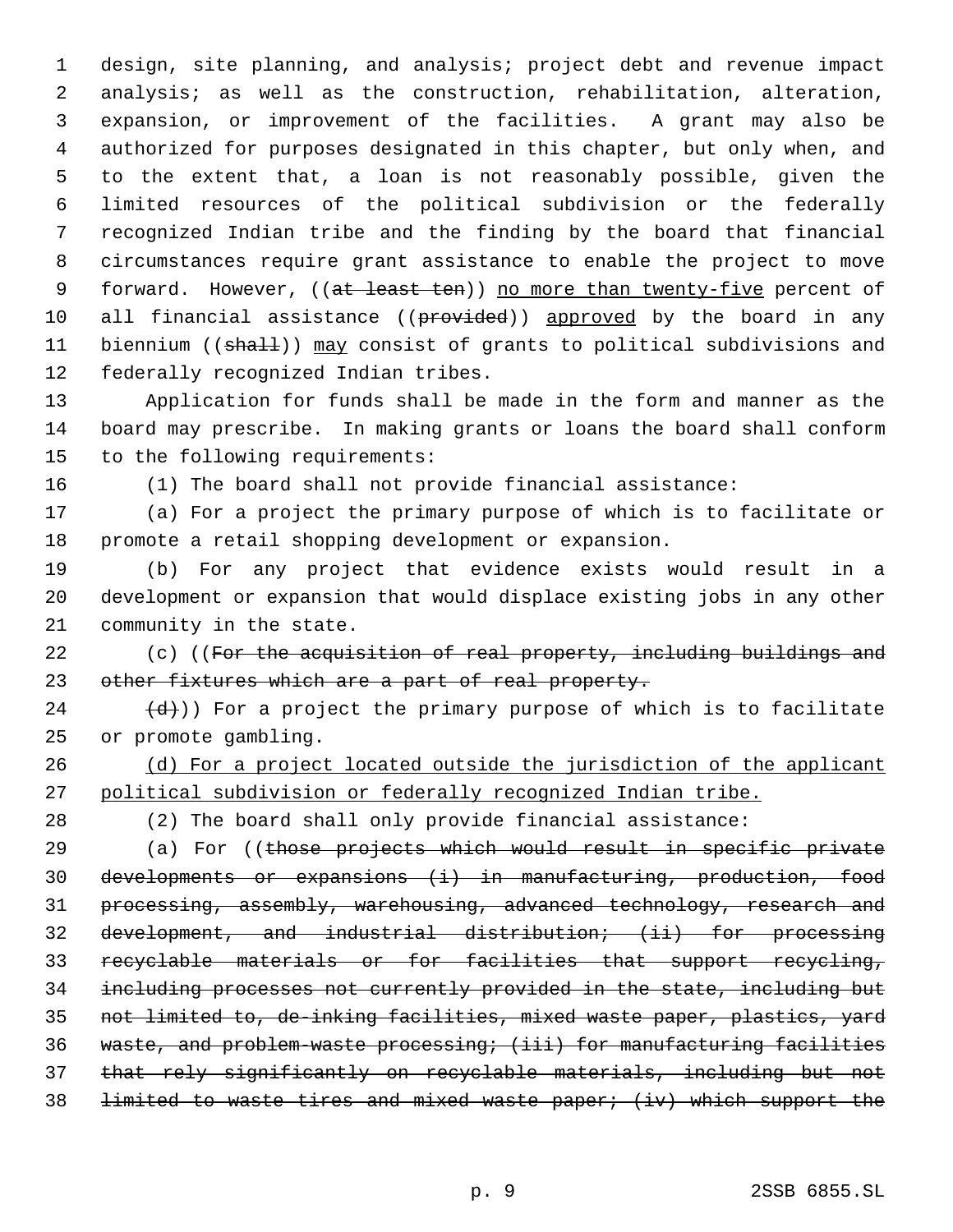design, site planning, and analysis; project debt and revenue impact analysis; as well as the construction, rehabilitation, alteration, expansion, or improvement of the facilities. A grant may also be authorized for purposes designated in this chapter, but only when, and to the extent that, a loan is not reasonably possible, given the limited resources of the political subdivision or the federally recognized Indian tribe and the finding by the board that financial circumstances require grant assistance to enable the project to move forward. However, ((~~at least ten~~)) <u>no more than twenty-five</u> percent of all financial assistance ((~~provided~~)) <u>approved</u> by the board in any biennium ((~~shall~~)) <u>may</u> consist of grants to political subdivisions and federally recognized Indian tribes.

Application for funds shall be made in the form and manner as the board may prescribe. In making grants or loans the board shall conform to the following requirements:

(1) The board shall not provide financial assistance:

(a) For a project the primary purpose of which is to facilitate or promote a retail shopping development or expansion.

(b) For any project that evidence exists would result in a development or expansion that would displace existing jobs in any other community in the state.

(c) ((~~For the acquisition of real property, including buildings and other fixtures which are a part of real property.~~

~~(d)~~)) For a project the primary purpose of which is to facilitate or promote gambling.

<u>(d) For a project located outside the jurisdiction of the applicant political subdivision or federally recognized Indian tribe.</u>

(2) The board shall only provide financial assistance:

(a) For ((~~those projects which would result in specific private developments or expansions (i) in manufacturing, production, food processing, assembly, warehousing, advanced technology, research and development, and industrial distribution; (ii) for processing recyclable materials or for facilities that support recycling, including processes not currently provided in the state, including but not limited to, de-inking facilities, mixed waste paper, plastics, yard waste, and problem-waste processing; (iii) for manufacturing facilities that rely significantly on recyclable materials, including but not limited to waste tires and mixed waste paper; (iv) which support the~~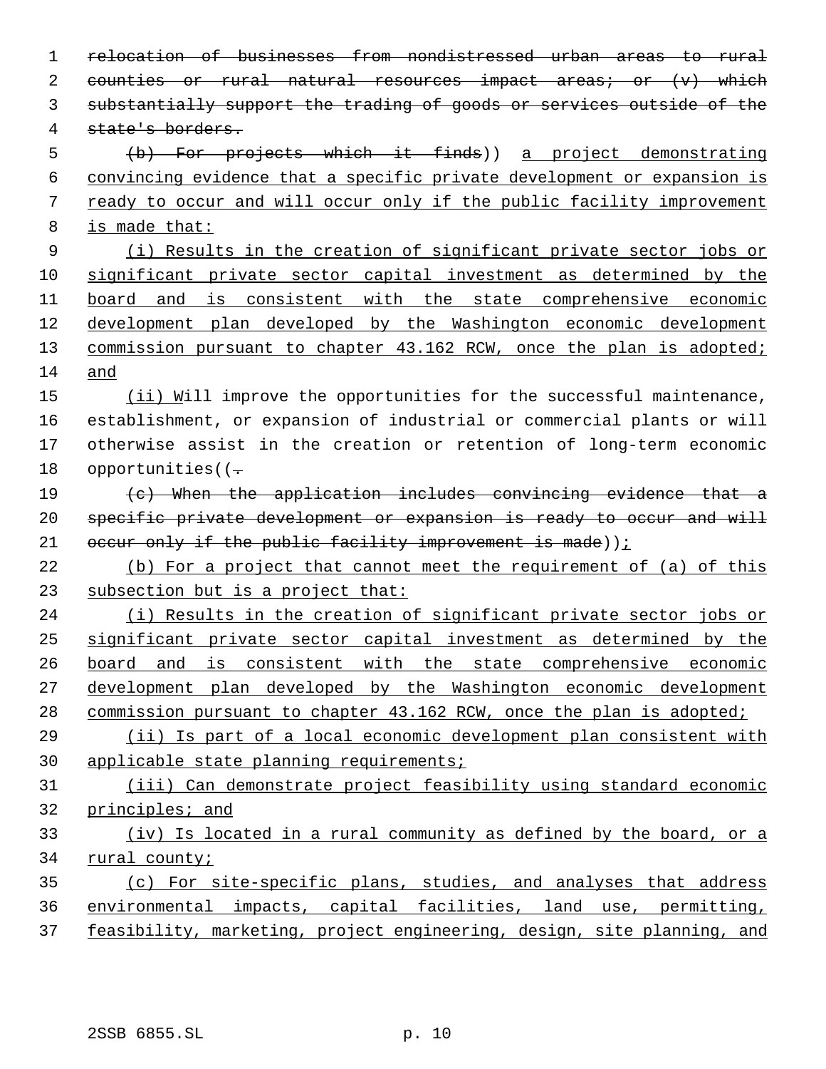relocation of businesses from nondistressed urban areas to rural counties or rural natural resources impact areas; or (v) which substantially support the trading of goods or services outside of the state's borders.

(b) For projects which it finds)) a project demonstrating convincing evidence that a specific private development or expansion is ready to occur and will occur only if the public facility improvement is made that:

(i) Results in the creation of significant private sector jobs or significant private sector capital investment as determined by the board and is consistent with the state comprehensive economic development plan developed by the Washington economic development commission pursuant to chapter 43.162 RCW, once the plan is adopted; and

(ii) Will improve the opportunities for the successful maintenance, establishment, or expansion of industrial or commercial plants or will otherwise assist in the creation or retention of long-term economic opportunities((.

(c) When the application includes convincing evidence that a specific private development or expansion is ready to occur and will occur only if the public facility improvement is made));

(b) For a project that cannot meet the requirement of (a) of this subsection but is a project that:

(i) Results in the creation of significant private sector jobs or significant private sector capital investment as determined by the board and is consistent with the state comprehensive economic development plan developed by the Washington economic development commission pursuant to chapter 43.162 RCW, once the plan is adopted;

(ii) Is part of a local economic development plan consistent with applicable state planning requirements;

(iii) Can demonstrate project feasibility using standard economic principles; and

(iv) Is located in a rural community as defined by the board, or a rural county;

(c) For site-specific plans, studies, and analyses that address environmental impacts, capital facilities, land use, permitting, feasibility, marketing, project engineering, design, site planning, and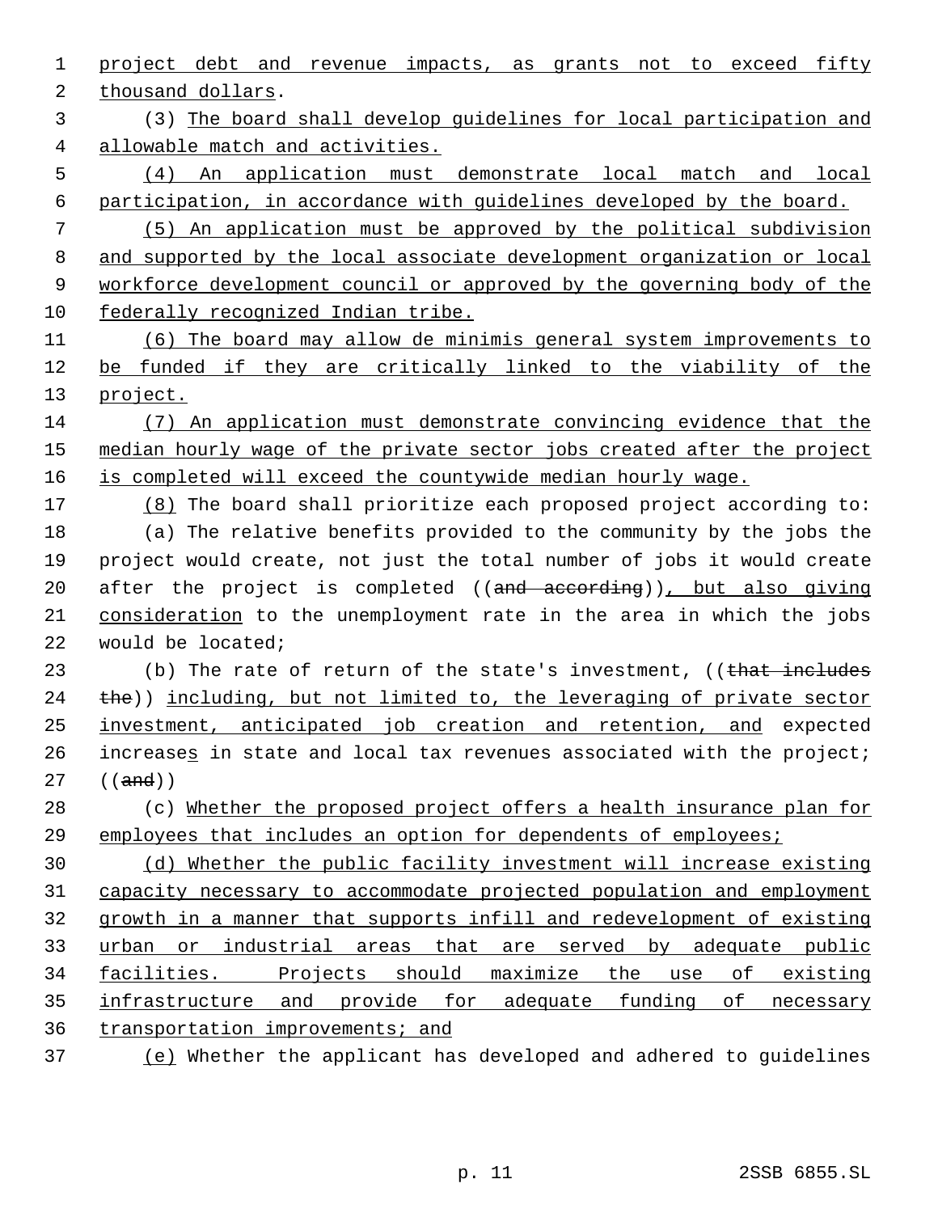project debt and revenue impacts, as grants not to exceed fifty thousand dollars.

(3) The board shall develop guidelines for local participation and allowable match and activities.

(4) An application must demonstrate local match and local participation, in accordance with guidelines developed by the board.

(5) An application must be approved by the political subdivision and supported by the local associate development organization or local workforce development council or approved by the governing body of the federally recognized Indian tribe.

(6) The board may allow de minimis general system improvements to be funded if they are critically linked to the viability of the project.

(7) An application must demonstrate convincing evidence that the median hourly wage of the private sector jobs created after the project is completed will exceed the countywide median hourly wage.

(8) The board shall prioritize each proposed project according to:

(a) The relative benefits provided to the community by the jobs the project would create, not just the total number of jobs it would create after the project is completed ((~~and according~~)), but also giving consideration to the unemployment rate in the area in which the jobs would be located;

(b) The rate of return of the state's investment, ((~~that includes the~~)) including, but not limited to, the leveraging of private sector investment, anticipated job creation and retention, and expected increases in state and local tax revenues associated with the project; ((~~and~~))

(c) Whether the proposed project offers a health insurance plan for employees that includes an option for dependents of employees;

(d) Whether the public facility investment will increase existing capacity necessary to accommodate projected population and employment growth in a manner that supports infill and redevelopment of existing urban or industrial areas that are served by adequate public facilities. Projects should maximize the use of existing infrastructure and provide for adequate funding of necessary transportation improvements; and

(e) Whether the applicant has developed and adhered to guidelines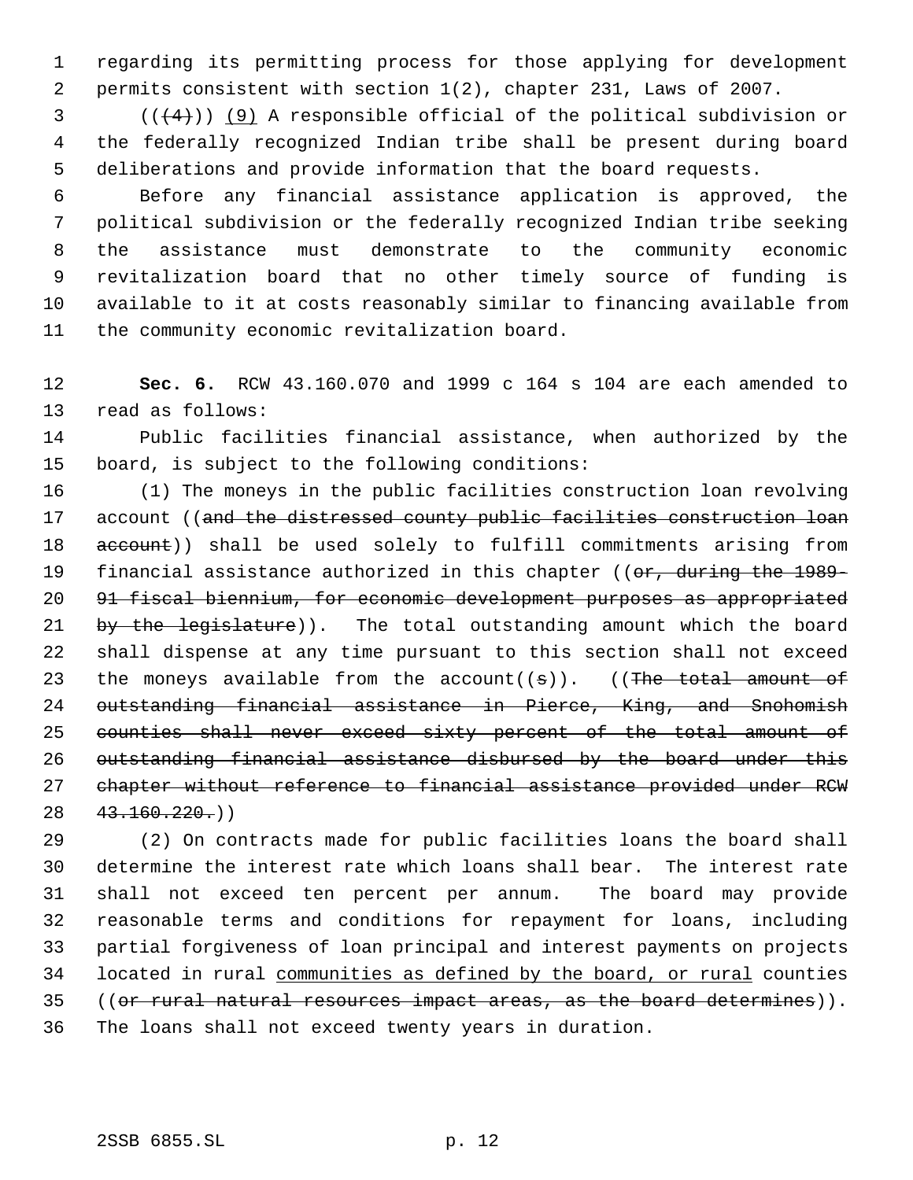regarding its permitting process for those applying for development permits consistent with section 1(2), chapter 231, Laws of 2007.

(((4))) (9) A responsible official of the political subdivision or the federally recognized Indian tribe shall be present during board deliberations and provide information that the board requests.

Before any financial assistance application is approved, the political subdivision or the federally recognized Indian tribe seeking the assistance must demonstrate to the community economic revitalization board that no other timely source of funding is available to it at costs reasonably similar to financing available from the community economic revitalization board.

**Sec. 6.** RCW 43.160.070 and 1999 c 164 s 104 are each amended to read as follows:

Public facilities financial assistance, when authorized by the board, is subject to the following conditions:

(1) The moneys in the public facilities construction loan revolving account ((~~and the distressed county public facilities construction loan account~~)) shall be used solely to fulfill commitments arising from financial assistance authorized in this chapter ((~~or, during the 1989-91 fiscal biennium, for economic development purposes as appropriated by the legislature~~)). The total outstanding amount which the board shall dispense at any time pursuant to this section shall not exceed the moneys available from the account((~~s~~)). ((~~The total amount of outstanding financial assistance in Pierce, King, and Snohomish counties shall never exceed sixty percent of the total amount of outstanding financial assistance disbursed by the board under this chapter without reference to financial assistance provided under RCW 43.160.220.~~))

(2) On contracts made for public facilities loans the board shall determine the interest rate which loans shall bear. The interest rate shall not exceed ten percent per annum. The board may provide reasonable terms and conditions for repayment for loans, including partial forgiveness of loan principal and interest payments on projects located in rural <u>communities as defined by the board, or rural</u> counties ((~~or rural natural resources impact areas, as the board determines~~)). The loans shall not exceed twenty years in duration.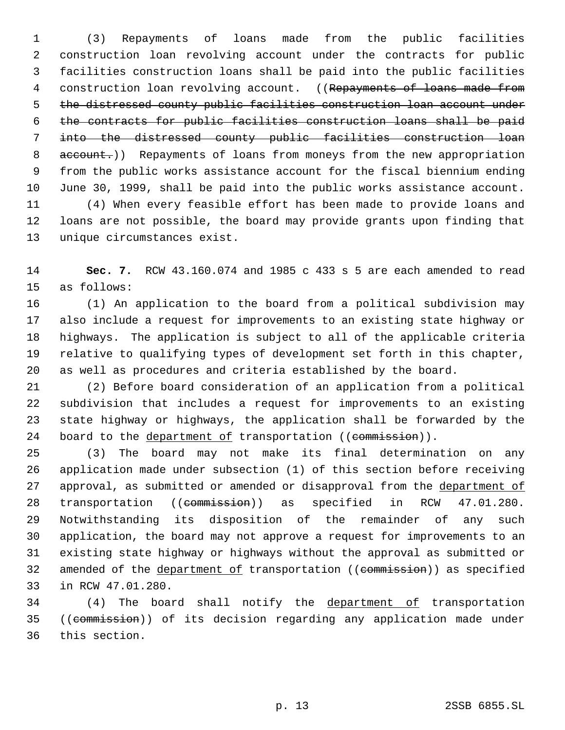(3) Repayments of loans made from the public facilities construction loan revolving account under the contracts for public facilities construction loans shall be paid into the public facilities construction loan revolving account. ((~~Repayments of loans made from the distressed county public facilities construction loan account under the contracts for public facilities construction loans shall be paid into the distressed county public facilities construction loan account.~~)) Repayments of loans from moneys from the new appropriation from the public works assistance account for the fiscal biennium ending June 30, 1999, shall be paid into the public works assistance account.

(4) When every feasible effort has been made to provide loans and loans are not possible, the board may provide grants upon finding that unique circumstances exist.

**Sec. 7.** RCW 43.160.074 and 1985 c 433 s 5 are each amended to read as follows:

(1) An application to the board from a political subdivision may also include a request for improvements to an existing state highway or highways. The application is subject to all of the applicable criteria relative to qualifying types of development set forth in this chapter, as well as procedures and criteria established by the board.

(2) Before board consideration of an application from a political subdivision that includes a request for improvements to an existing state highway or highways, the application shall be forwarded by the board to the <u>department of</u> transportation ((~~commission~~)).

(3) The board may not make its final determination on any application made under subsection (1) of this section before receiving approval, as submitted or amended or disapproval from the <u>department of</u> transportation ((~~commission~~)) as specified in RCW 47.01.280. Notwithstanding its disposition of the remainder of any such application, the board may not approve a request for improvements to an existing state highway or highways without the approval as submitted or amended of the <u>department of</u> transportation ((~~commission~~)) as specified in RCW 47.01.280.

(4) The board shall notify the <u>department of</u> transportation ((~~commission~~)) of its decision regarding any application made under this section.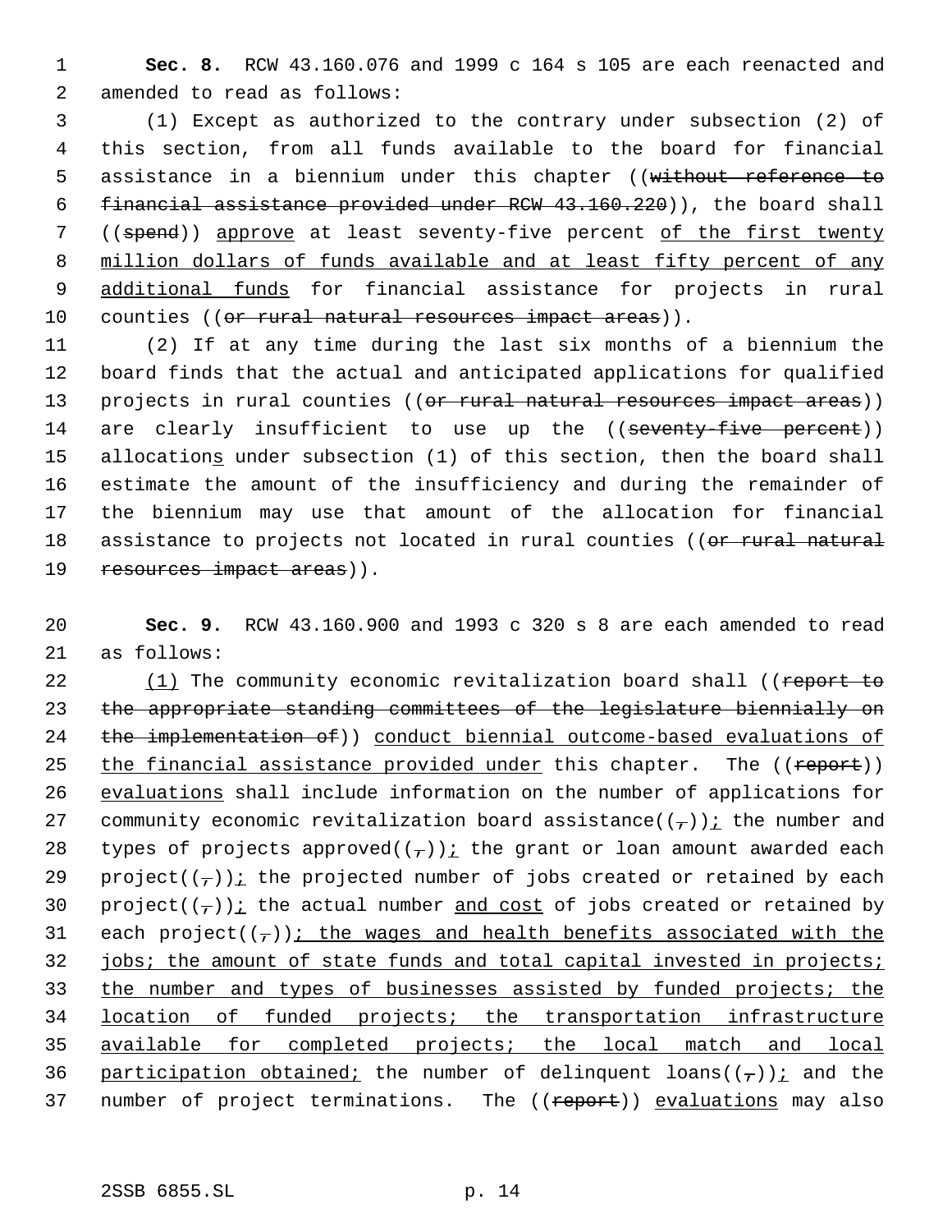**Sec. 8.** RCW 43.160.076 and 1999 c 164 s 105 are each reenacted and amended to read as follows:

(1) Except as authorized to the contrary under subsection (2) of this section, from all funds available to the board for financial assistance in a biennium under this chapter ((~~without reference to financial assistance provided under RCW 43.160.220~~)), the board shall ((~~spend~~)) <u>approve</u> at least seventy-five percent <u>of the first twenty million dollars of funds available and at least fifty percent of any additional funds</u> for financial assistance for projects in rural counties ((~~or rural natural resources impact areas~~)).

(2) If at any time during the last six months of a biennium the board finds that the actual and anticipated applications for qualified projects in rural counties ((~~or rural natural resources impact areas~~)) are clearly insufficient to use up the ((~~seventy-five percent~~)) allocation<u>s</u> under subsection (1) of this section, then the board shall estimate the amount of the insufficiency and during the remainder of the biennium may use that amount of the allocation for financial assistance to projects not located in rural counties ((~~or rural natural resources impact areas~~)).

**Sec. 9.** RCW 43.160.900 and 1993 c 320 s 8 are each amended to read as follows:

<u>(1)</u> The community economic revitalization board shall ((~~report to the appropriate standing committees of the legislature biennially on the implementation of~~)) <u>conduct biennial outcome-based evaluations of the financial assistance provided under</u> this chapter. The ((~~report~~)) <u>evaluations</u> shall include information on the number of applications for community economic revitalization board assistance((~~,~~))<u>;</u> the number and types of projects approved((~~,~~))<u>;</u> the grant or loan amount awarded each project((~~,~~))<u>;</u> the projected number of jobs created or retained by each project((~~,~~))<u>;</u> the actual number <u>and cost</u> of jobs created or retained by each project((~~,~~))<u>; the wages and health benefits associated with the jobs; the amount of state funds and total capital invested in projects; the number and types of businesses assisted by funded projects; the location of funded projects; the transportation infrastructure available for completed projects; the local match and local participation obtained;</u> the number of delinquent loans((~~,~~))<u>;</u> and the number of project terminations. The ((~~report~~)) <u>evaluations</u> may also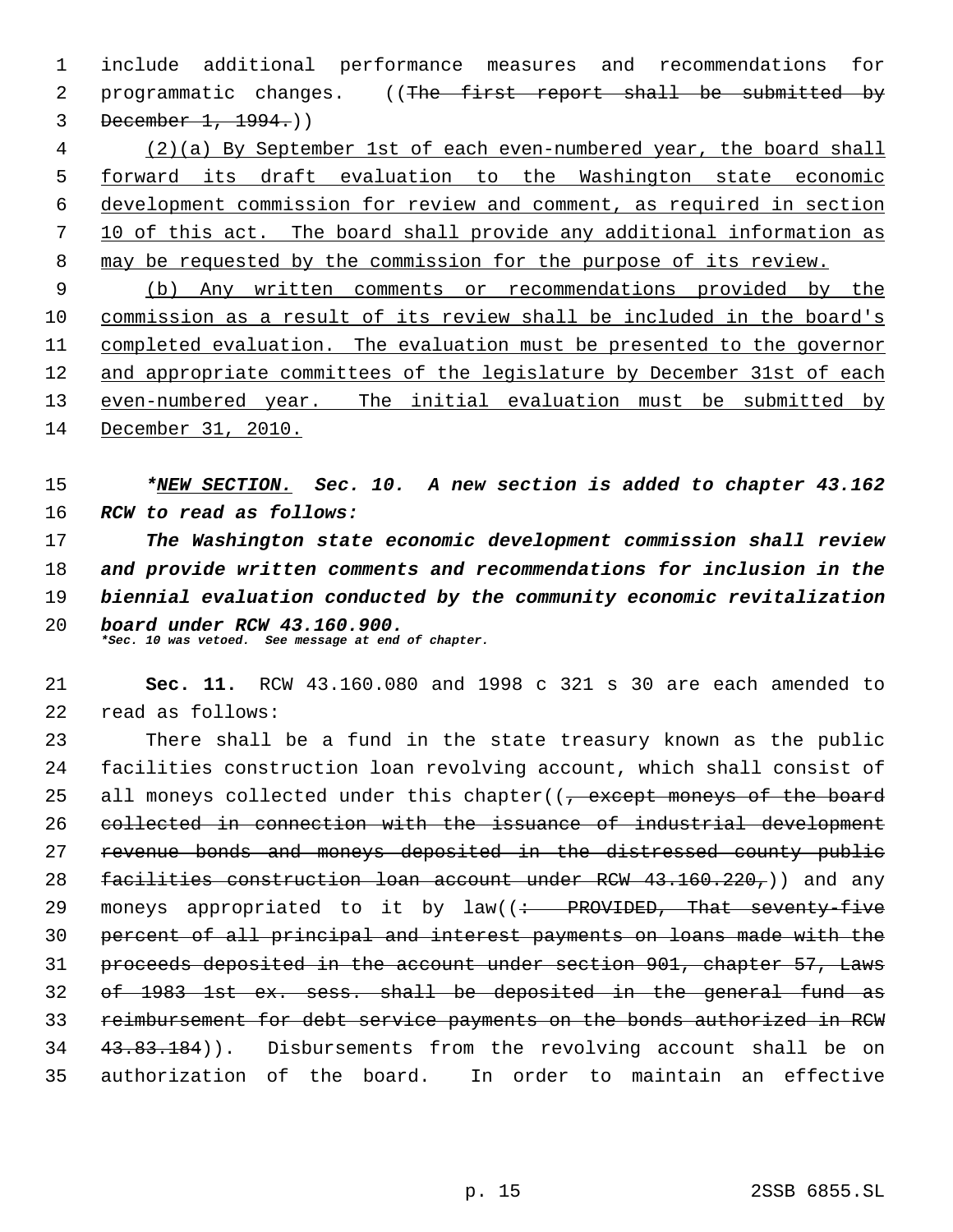include additional performance measures and recommendations for programmatic changes. ((~~The first report shall be submitted by December 1, 1994.~~))

<u>(2)(a) By September 1st of each even-numbered year, the board shall forward its draft evaluation to the Washington state economic development commission for review and comment, as required in section 10 of this act. The board shall provide any additional information as may be requested by the commission for the purpose of its review.</u>

<u>(b) Any written comments or recommendations provided by the commission as a result of its review shall be included in the board's completed evaluation. The evaluation must be presented to the governor and appropriate committees of the legislature by December 31st of each even-numbered year. The initial evaluation must be submitted by December 31, 2010.</u>

***<u>NEW SECTION.</u> Sec. 10. A new section is added to chapter 43.162 RCW to read as follows:**

***The Washington state economic development commission shall review and provide written comments and recommendations for inclusion in the biennial evaluation conducted by the community economic revitalization board under RCW 43.160.900.***

****Sec. 10 was vetoed. See message at end of chapter.***

**Sec. 11.** RCW 43.160.080 and 1998 c 321 s 30 are each amended to read as follows:

There shall be a fund in the state treasury known as the public facilities construction loan revolving account, which shall consist of all moneys collected under this chapter((~~, except moneys of the board collected in connection with the issuance of industrial development revenue bonds and moneys deposited in the distressed county public facilities construction loan account under RCW 43.160.220,~~)) and any moneys appropriated to it by law((~~: PROVIDED, That seventy-five percent of all principal and interest payments on loans made with the proceeds deposited in the account under section 901, chapter 57, Laws of 1983 1st ex. sess. shall be deposited in the general fund as reimbursement for debt service payments on the bonds authorized in RCW 43.83.184~~)). Disbursements from the revolving account shall be on authorization of the board. In order to maintain an effective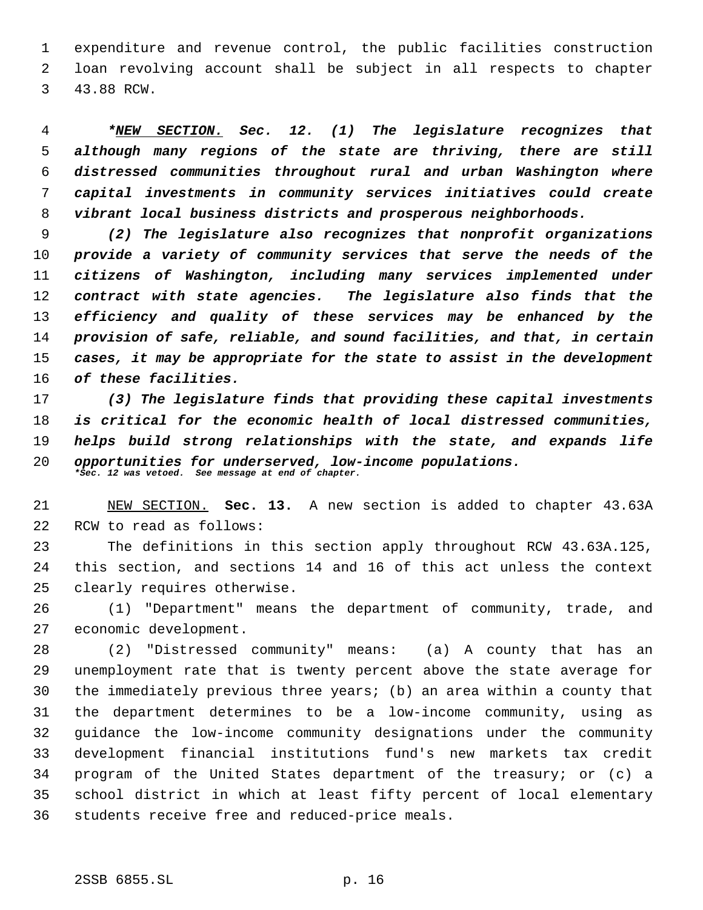expenditure and revenue control, the public facilities construction loan revolving account shall be subject in all respects to chapter 43.88 RCW.

***NEW SECTION. Sec. 12. (1) The legislature recognizes that although many regions of the state are thriving, there are still distressed communities throughout rural and urban Washington where capital investments in community services initiatives could create vibrant local business districts and prosperous neighborhoods.**

***(2) The legislature also recognizes that nonprofit organizations provide a variety of community services that serve the needs of the citizens of Washington, including many services implemented under contract with state agencies. The legislature also finds that the efficiency and quality of these services may be enhanced by the provision of safe, reliable, and sound facilities, and that, in certain cases, it may be appropriate for the state to assist in the development of these facilities.***

***(3) The legislature finds that providing these capital investments is critical for the economic health of local distressed communities, helps build strong relationships with the state, and expands life opportunities for underserved, low-income populations.***

***Sec. 12 was vetoed. See message at end of chapter.**

NEW SECTION. **Sec. 13.** A new section is added to chapter 43.63A RCW to read as follows:

The definitions in this section apply throughout RCW 43.63A.125, this section, and sections 14 and 16 of this act unless the context clearly requires otherwise.

(1) "Department" means the department of community, trade, and economic development.

(2) "Distressed community" means: (a) A county that has an unemployment rate that is twenty percent above the state average for the immediately previous three years; (b) an area within a county that the department determines to be a low-income community, using as guidance the low-income community designations under the community development financial institutions fund's new markets tax credit program of the United States department of the treasury; or (c) a school district in which at least fifty percent of local elementary students receive free and reduced-price meals.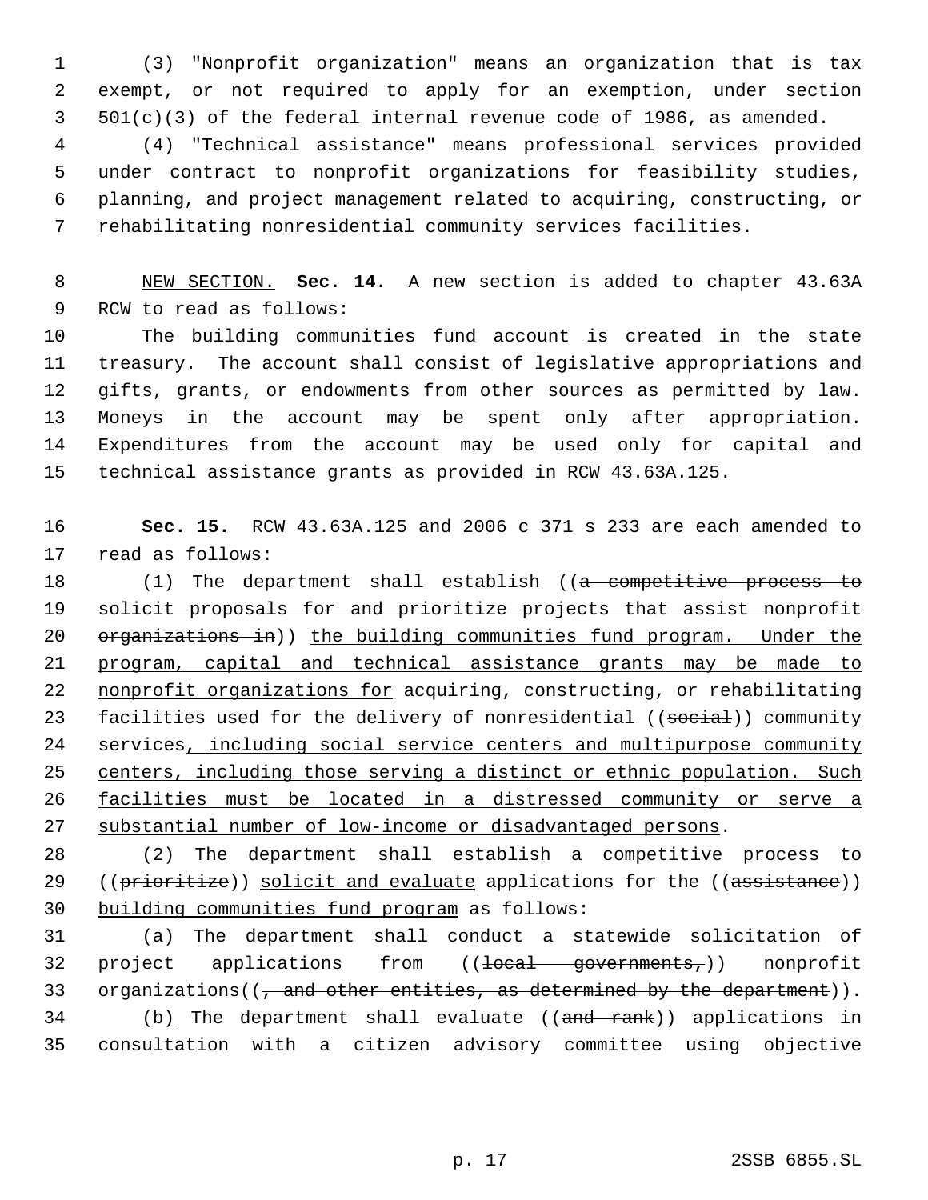(3) "Nonprofit organization" means an organization that is tax exempt, or not required to apply for an exemption, under section 501(c)(3) of the federal internal revenue code of 1986, as amended.

(4) "Technical assistance" means professional services provided under contract to nonprofit organizations for feasibility studies, planning, and project management related to acquiring, constructing, or rehabilitating nonresidential community services facilities.

NEW SECTION. **Sec. 14.** A new section is added to chapter 43.63A RCW to read as follows:

The building communities fund account is created in the state treasury. The account shall consist of legislative appropriations and gifts, grants, or endowments from other sources as permitted by law. Moneys in the account may be spent only after appropriation. Expenditures from the account may be used only for capital and technical assistance grants as provided in RCW 43.63A.125.

**Sec. 15.** RCW 43.63A.125 and 2006 c 371 s 233 are each amended to read as follows:

(1) The department shall establish ((~~a competitive process to solicit proposals for and prioritize projects that assist nonprofit organizations in~~)) the building communities fund program. Under the program, capital and technical assistance grants may be made to nonprofit organizations for acquiring, constructing, or rehabilitating facilities used for the delivery of nonresidential ((~~social~~)) community services, including social service centers and multipurpose community centers, including those serving a distinct or ethnic population. Such facilities must be located in a distressed community or serve a substantial number of low-income or disadvantaged persons.

(2) The department shall establish a competitive process to ((~~prioritize~~)) solicit and evaluate applications for the ((~~assistance~~)) building communities fund program as follows:

(a) The department shall conduct a statewide solicitation of project applications from ((~~local governments,~~)) nonprofit organizations((~~, and other entities, as determined by the department~~)).

(b) The department shall evaluate ((~~and rank~~)) applications in consultation with a citizen advisory committee using objective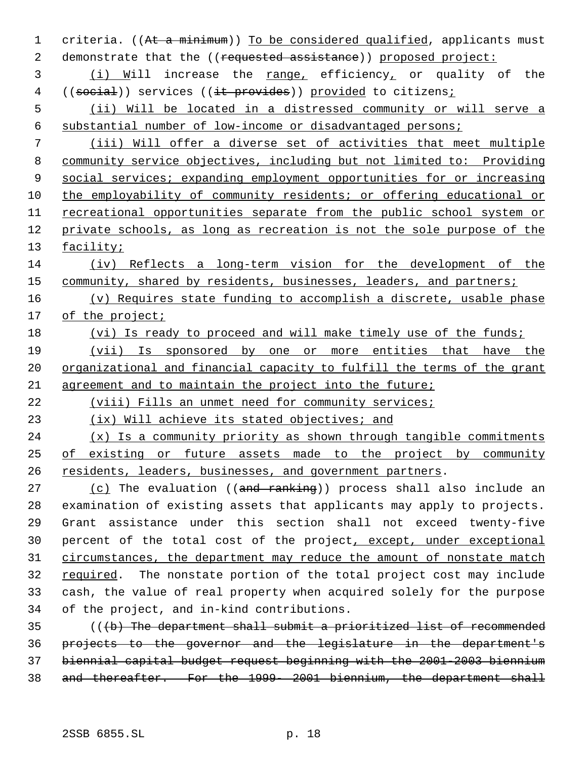criteria. ((At a minimum)) To be considered qualified, applicants must demonstrate that the ((requested assistance)) proposed project:

(i) Will increase the range, efficiency, or quality of the ((social)) services ((it provides)) provided to citizens;

(ii) Will be located in a distressed community or will serve a substantial number of low-income or disadvantaged persons;

(iii) Will offer a diverse set of activities that meet multiple community service objectives, including but not limited to: Providing social services; expanding employment opportunities for or increasing the employability of community residents; or offering educational or recreational opportunities separate from the public school system or private schools, as long as recreation is not the sole purpose of the facility;

(iv) Reflects a long-term vision for the development of the community, shared by residents, businesses, leaders, and partners;

(v) Requires state funding to accomplish a discrete, usable phase of the project;

(vi) Is ready to proceed and will make timely use of the funds;

(vii) Is sponsored by one or more entities that have the organizational and financial capacity to fulfill the terms of the grant agreement and to maintain the project into the future;

(viii) Fills an unmet need for community services;

(ix) Will achieve its stated objectives; and

(x) Is a community priority as shown through tangible commitments of existing or future assets made to the project by community residents, leaders, businesses, and government partners.

(c) The evaluation ((and ranking)) process shall also include an examination of existing assets that applicants may apply to projects. Grant assistance under this section shall not exceed twenty-five percent of the total cost of the project, except, under exceptional circumstances, the department may reduce the amount of nonstate match required. The nonstate portion of the total project cost may include cash, the value of real property when acquired solely for the purpose of the project, and in-kind contributions.

(((b) The department shall submit a prioritized list of recommended projects to the governor and the legislature in the department's biennial capital budget request beginning with the 2001-2003 biennium and thereafter. For the 1999- 2001 biennium, the department shall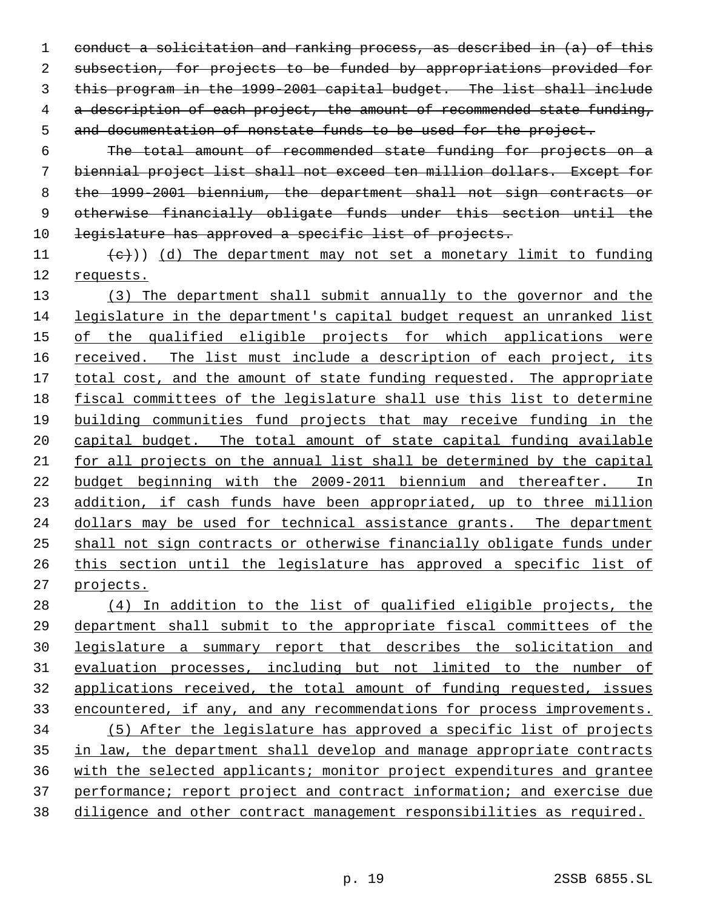~~conduct a solicitation and ranking process, as described in (a) of this subsection, for projects to be funded by appropriations provided for this program in the 1999-2001 capital budget. The list shall include a description of each project, the amount of recommended state funding, and documentation of nonstate funds to be used for the project.~~

~~The total amount of recommended state funding for projects on a biennial project list shall not exceed ten million dollars. Except for the 1999-2001 biennium, the department shall not sign contracts or otherwise financially obligate funds under this section until the legislature has approved a specific list of projects.~~

~~(c)~~)) (d) The department may not set a monetary limit to funding requests.

(3) The department shall submit annually to the governor and the legislature in the department's capital budget request an unranked list of the qualified eligible projects for which applications were received. The list must include a description of each project, its total cost, and the amount of state funding requested. The appropriate fiscal committees of the legislature shall use this list to determine building communities fund projects that may receive funding in the capital budget. The total amount of state capital funding available for all projects on the annual list shall be determined by the capital budget beginning with the 2009-2011 biennium and thereafter. In addition, if cash funds have been appropriated, up to three million dollars may be used for technical assistance grants. The department shall not sign contracts or otherwise financially obligate funds under this section until the legislature has approved a specific list of projects.

(4) In addition to the list of qualified eligible projects, the department shall submit to the appropriate fiscal committees of the legislature a summary report that describes the solicitation and evaluation processes, including but not limited to the number of applications received, the total amount of funding requested, issues encountered, if any, and any recommendations for process improvements.

(5) After the legislature has approved a specific list of projects in law, the department shall develop and manage appropriate contracts with the selected applicants; monitor project expenditures and grantee performance; report project and contract information; and exercise due diligence and other contract management responsibilities as required.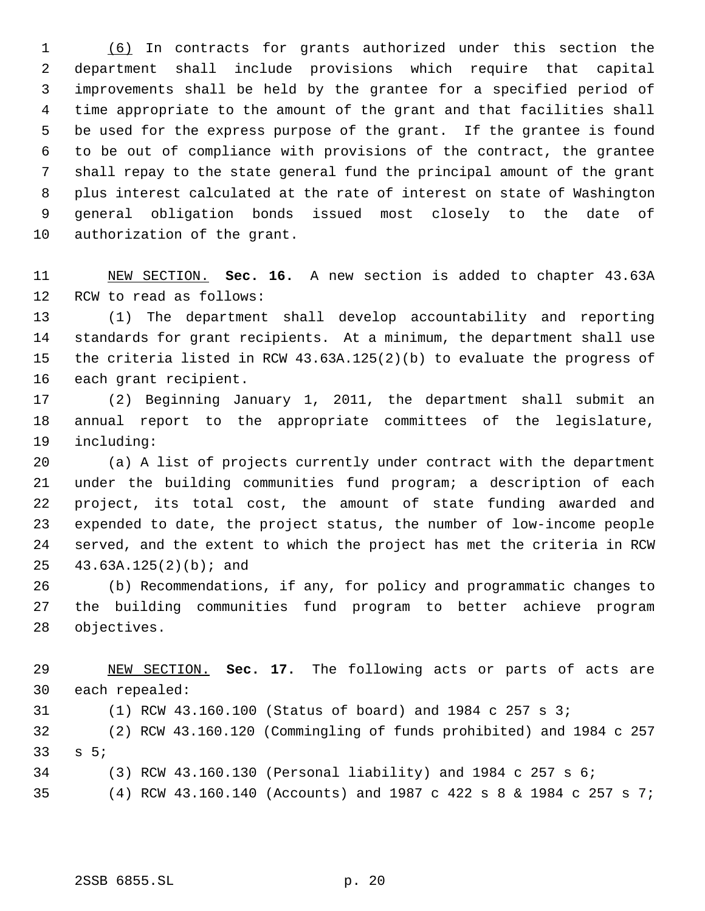(6) In contracts for grants authorized under this section the department shall include provisions which require that capital improvements shall be held by the grantee for a specified period of time appropriate to the amount of the grant and that facilities shall be used for the express purpose of the grant. If the grantee is found to be out of compliance with provisions of the contract, the grantee shall repay to the state general fund the principal amount of the grant plus interest calculated at the rate of interest on state of Washington general obligation bonds issued most closely to the date of authorization of the grant.

NEW SECTION. **Sec. 16.** A new section is added to chapter 43.63A RCW to read as follows:

(1) The department shall develop accountability and reporting standards for grant recipients. At a minimum, the department shall use the criteria listed in RCW 43.63A.125(2)(b) to evaluate the progress of each grant recipient.

(2) Beginning January 1, 2011, the department shall submit an annual report to the appropriate committees of the legislature, including:

(a) A list of projects currently under contract with the department under the building communities fund program; a description of each project, its total cost, the amount of state funding awarded and expended to date, the project status, the number of low-income people served, and the extent to which the project has met the criteria in RCW 43.63A.125(2)(b); and

(b) Recommendations, if any, for policy and programmatic changes to the building communities fund program to better achieve program objectives.

NEW SECTION. **Sec. 17.** The following acts or parts of acts are each repealed:

(1) RCW 43.160.100 (Status of board) and 1984 c 257 s 3;

(2) RCW 43.160.120 (Commingling of funds prohibited) and 1984 c 257 s 5;

(3) RCW 43.160.130 (Personal liability) and 1984 c 257 s 6;

(4) RCW 43.160.140 (Accounts) and 1987 c 422 s 8 & 1984 c 257 s 7;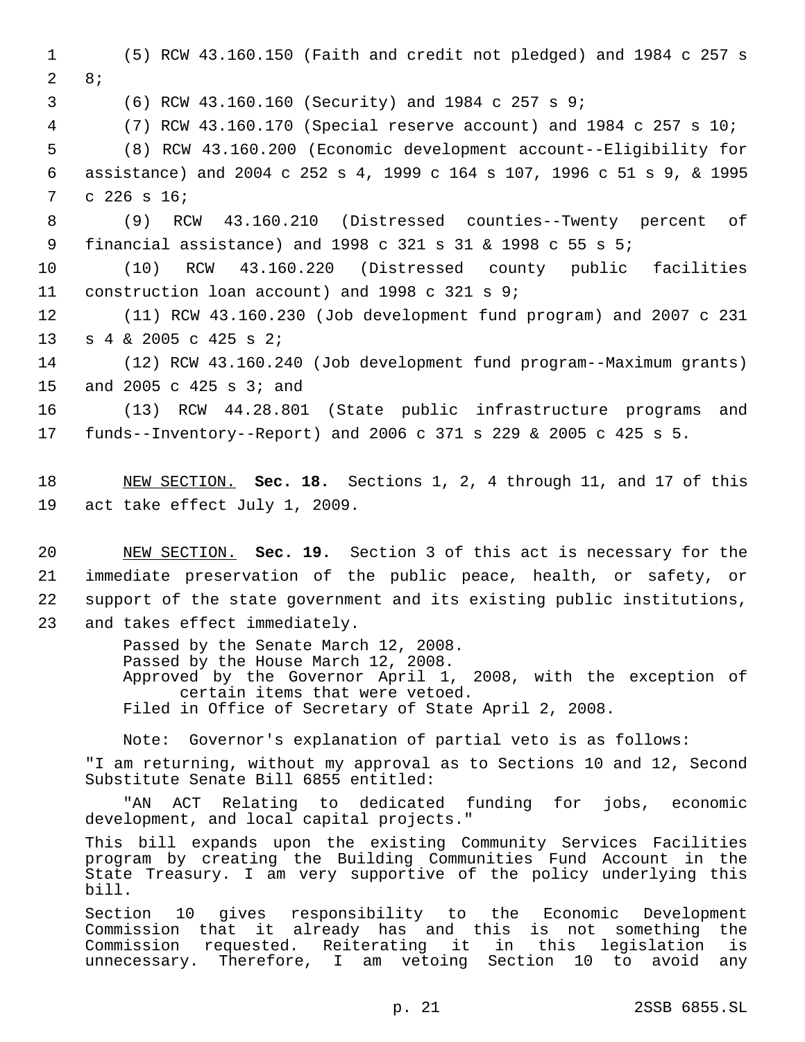(5) RCW 43.160.150 (Faith and credit not pledged) and 1984 c 257 s 8;

(6) RCW 43.160.160 (Security) and 1984 c 257 s 9;

(7) RCW 43.160.170 (Special reserve account) and 1984 c 257 s 10;

(8) RCW 43.160.200 (Economic development account--Eligibility for assistance) and 2004 c 252 s 4, 1999 c 164 s 107, 1996 c 51 s 9, & 1995 c 226 s 16;

(9) RCW 43.160.210 (Distressed counties--Twenty percent of financial assistance) and 1998 c 321 s 31 & 1998 c 55 s 5;

(10) RCW 43.160.220 (Distressed county public facilities construction loan account) and 1998 c 321 s 9;

(11) RCW 43.160.230 (Job development fund program) and 2007 c 231 s 4 & 2005 c 425 s 2;

(12) RCW 43.160.240 (Job development fund program--Maximum grants) and 2005 c 425 s 3; and

(13) RCW 44.28.801 (State public infrastructure programs and funds--Inventory--Report) and 2006 c 371 s 229 & 2005 c 425 s 5.

NEW SECTION. **Sec. 18.** Sections 1, 2, 4 through 11, and 17 of this act take effect July 1, 2009.

NEW SECTION. **Sec. 19.** Section 3 of this act is necessary for the immediate preservation of the public peace, health, or safety, or support of the state government and its existing public institutions, and takes effect immediately.

Passed by the Senate March 12, 2008.
Passed by the House March 12, 2008.
Approved by the Governor April 1, 2008, with the exception of certain items that were vetoed.
Filed in Office of Secretary of State April 2, 2008.

Note: Governor's explanation of partial veto is as follows:

"I am returning, without my approval as to Sections 10 and 12, Second Substitute Senate Bill 6855 entitled:

"AN ACT Relating to dedicated funding for jobs, economic development, and local capital projects."

This bill expands upon the existing Community Services Facilities program by creating the Building Communities Fund Account in the State Treasury. I am very supportive of the policy underlying this bill.

Section 10 gives responsibility to the Economic Development Commission that it already has and this is not something the Commission requested. Reiterating it in this legislation is unnecessary. Therefore, I am vetoing Section 10 to avoid any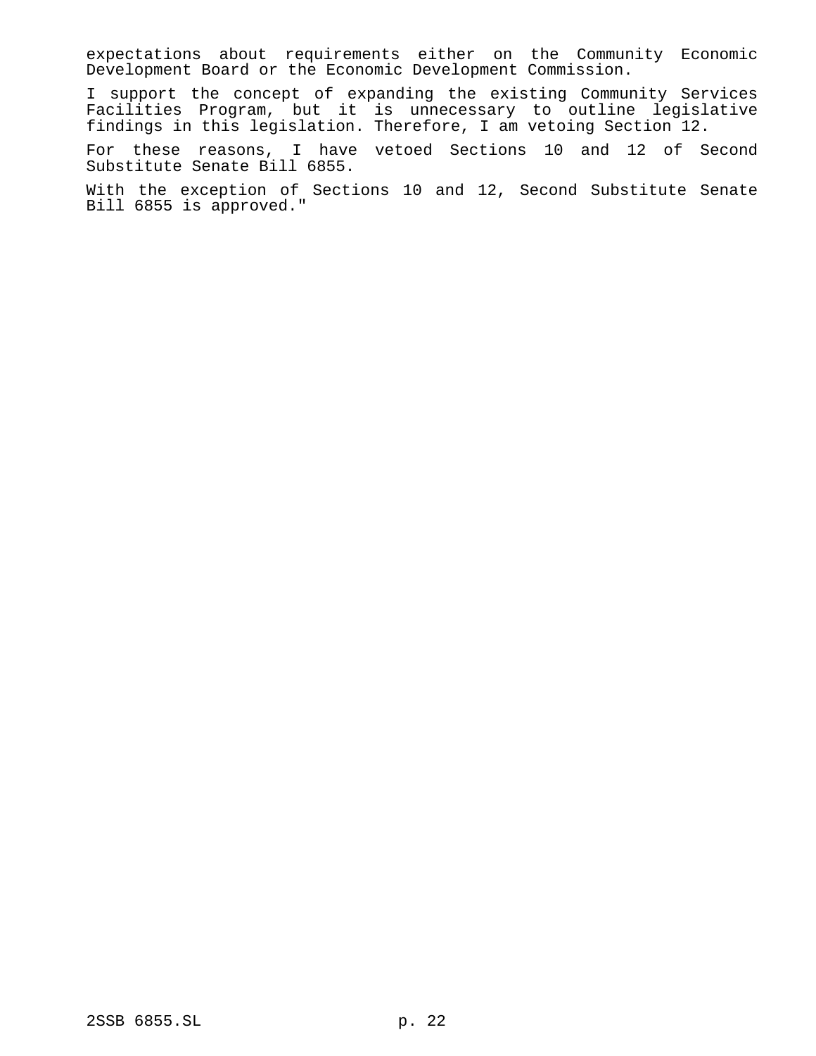expectations about requirements either on the Community Economic Development Board or the Economic Development Commission.

I support the concept of expanding the existing Community Services Facilities Program, but it is unnecessary to outline legislative findings in this legislation. Therefore, I am vetoing Section 12.

For these reasons, I have vetoed Sections 10 and 12 of Second Substitute Senate Bill 6855.

With the exception of Sections 10 and 12, Second Substitute Senate Bill 6855 is approved."